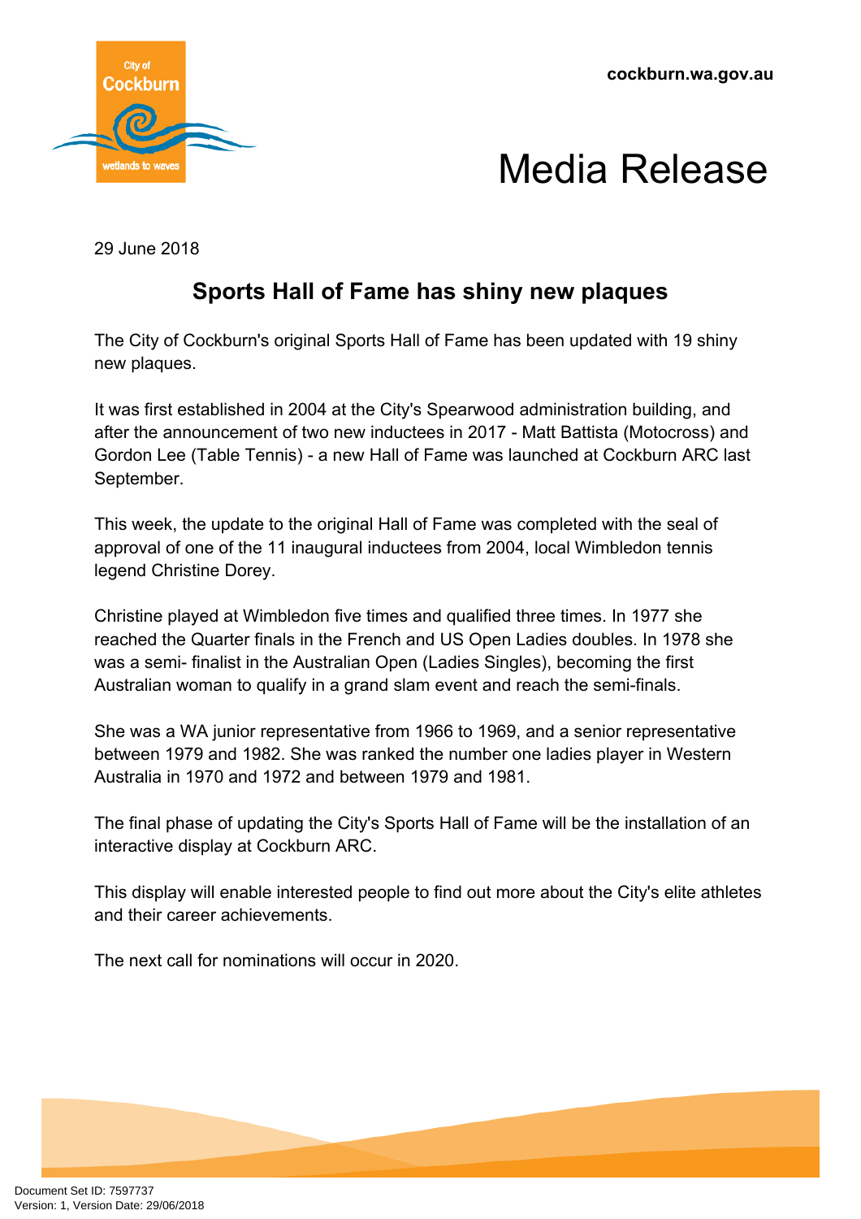cockburn.wa.gov.au

# Media Release

29 June 2018

## Sports Hall of Fame has shiny new plaques

The City of Cockburn's original Sports Hall of Fame has been updated with 19 shiny new plaques.

It was first established in 2004 at the City's Spearwood administration building, and after the announcement of two new inductees in 2017 - Matt Battista (Motocross) and Gordon Lee (Table Tennis) - a new Hall of Fame was launched at Cockburn ARC last September.

This week, the update to the original Hall of Fame was completed with the seal of approval of one of the 11 inaugural inductees from 2004, local Wimbledon tennis legend Christine Dorey.

Christine played at Wimbledon five times and qualified three times. In 1977 she reached the Quarter finals in the French and US Open Ladies doubles. In 1978 she was a semi- finalist in the Australian Open (Ladies Singles), becoming the first Australian woman to qualify in a grand slam event and reach the semi-finals.

She was a WA junior representative from 1966 to 1969, and a senior representative between 1979 and 1982. She was ranked the number one ladies player in Western Australia in 1970 and 1972 and between 1979 and 1981.

The final phase of updating the City's Sports Hall of Fame will be the installation of an interactive display at Cockburn ARC.

This display will enable interested people to find out more about the City's elite athletes and their career achievements.

The next call for nominations will occur in 2020.

Document Set ID: 7597737
Version: 1, Version Date: 29/06/2018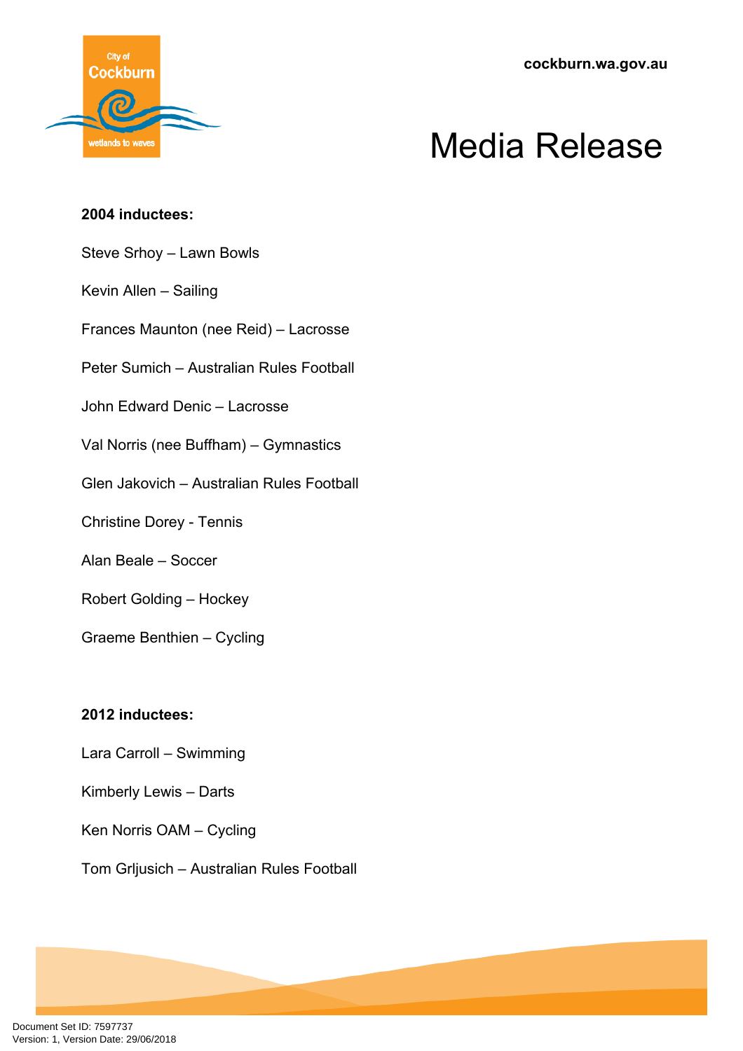**2004 inductees:**

Steve Srhoy – Lawn Bowls

Kevin Allen – Sailing

Frances Maunton (nee Reid) – Lacrosse

Peter Sumich – Australian Rules Football

John Edward Denic – Lacrosse

Val Norris (nee Buffham) – Gymnastics

Glen Jakovich – Australian Rules Football

Christine Dorey - Tennis

Alan Beale – Soccer

Robert Golding – Hockey

Graeme Benthien – Cycling

**2012 inductees:**

Lara Carroll – Swimming

Kimberly Lewis – Darts

Ken Norris OAM – Cycling

Tom Grljusich – Australian Rules Football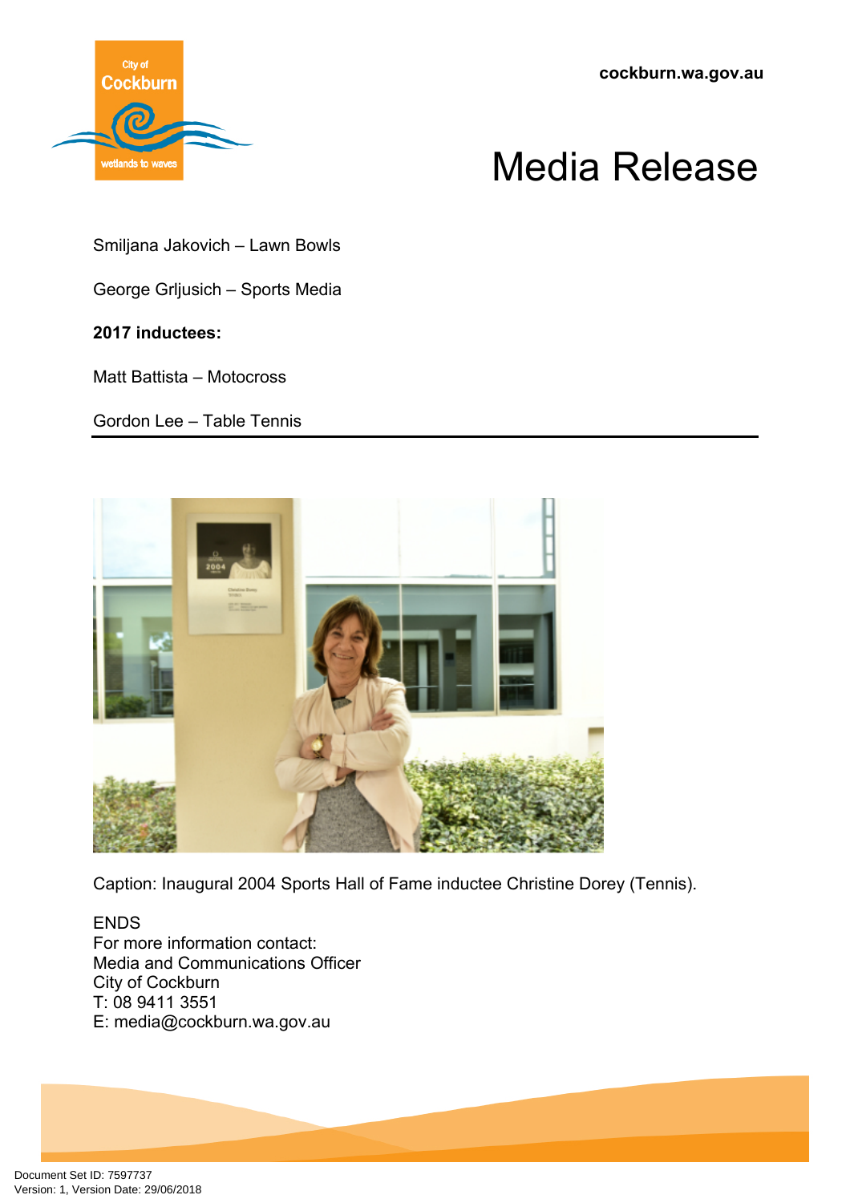Smiljana Jakovich – Lawn Bowls

George Grljusich – Sports Media

**2017 inductees:**

Matt Battista – Motocross

Gordon Lee – Table Tennis

---

Caption: Inaugural 2004 Sports Hall of Fame inductee Christine Dorey (Tennis).

ENDS
For more information contact:
Media and Communications Officer
City of Cockburn
T: 08 9411 3551
E: media@cockburn.wa.gov.au